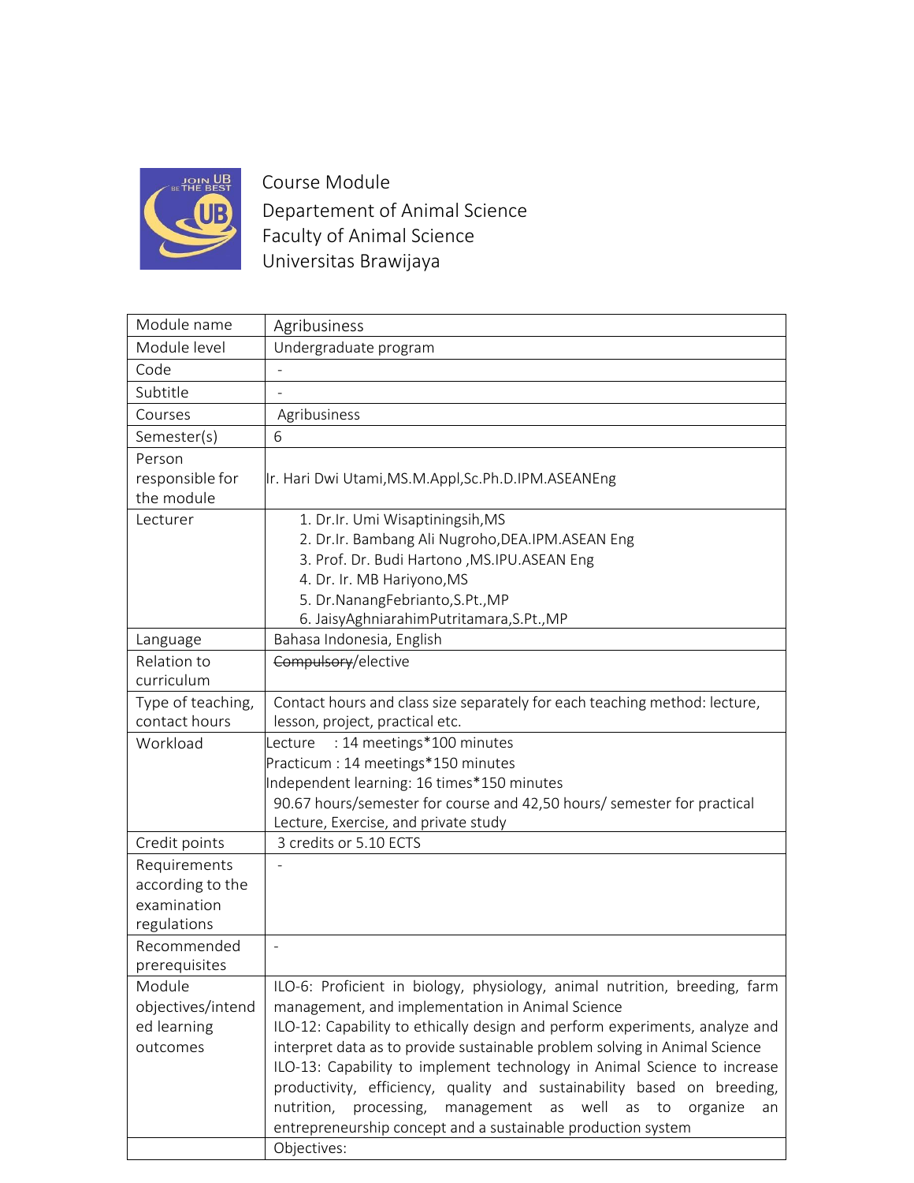Course Module
Departement of Animal Science
Faculty of Animal Science
Universitas Brawijaya

| Module name | Agribusiness |
|---|---|
| Module level | Undergraduate program |
| Code | - |
| Subtitle | - |
| Courses | Agribusiness |
| Semester(s) | 6 |
| Person responsible for the module | Ir. Hari Dwi Utami,MS.M.Appl,Sc.Ph.D.IPM.ASEANEng |
| Lecturer | 1. Dr.Ir. Umi Wisaptiningsih,MS<br>2. Dr.Ir. Bambang Ali Nugroho,DEA.IPM.ASEAN Eng<br>3. Prof. Dr. Budi Hartono ,MS.IPU.ASEAN Eng<br>4. Dr. Ir. MB Hariyono,MS<br>5. Dr.NanangFebrianto,S.Pt.,MP<br>6. JaisyAghniarahimPutritamara,S.Pt.,MP |
| Language | Bahasa Indonesia, English |
| Relation to curriculum | ~~Compulsory~~/elective |
| Type of teaching, contact hours | Contact hours and class size separately for each teaching method: lecture, lesson, project, practical etc. |
| Workload | Lecture : 14 meetings*100 minutes<br>Practicum : 14 meetings*150 minutes<br>Independent learning: 16 times*150 minutes<br>90.67 hours/semester for course and 42,50 hours/ semester for practical<br>Lecture, Exercise, and private study |
| Credit points | 3 credits or 5.10 ECTS |
| Requirements according to the examination regulations | - |
| Recommended prerequisites | - |
| Module objectives/intended learning outcomes | ILO-6: Proficient in biology, physiology, animal nutrition, breeding, farm management, and implementation in Animal Science<br>ILO-12: Capability to ethically design and perform experiments, analyze and interpret data as to provide sustainable problem solving in Animal Science<br>ILO-13: Capability to implement technology in Animal Science to increase productivity, efficiency, quality and sustainability based on breeding, nutrition, processing, management as well as to organize an entrepreneurship concept and a sustainable production system |
| | Objectives: |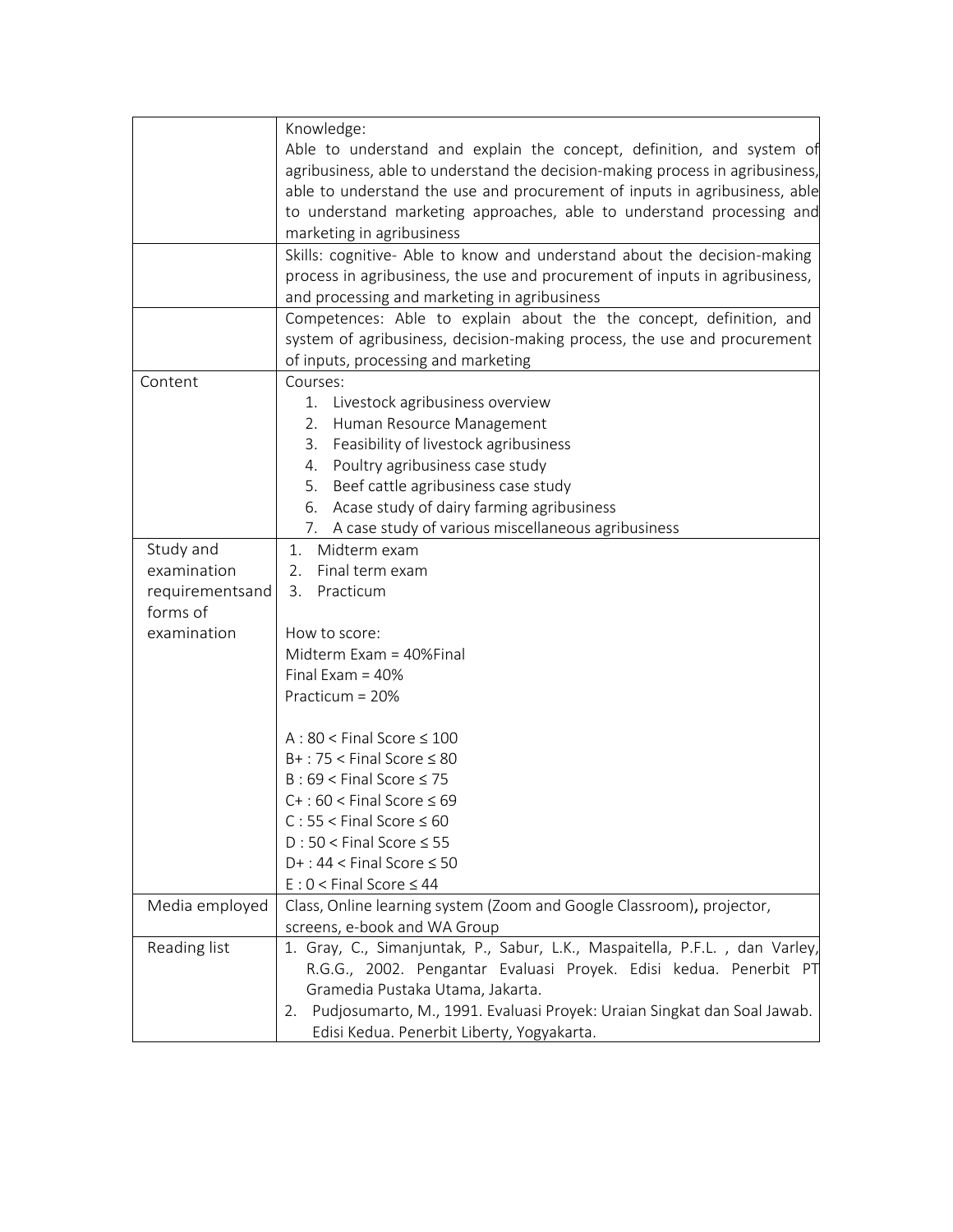| | |
|---|---|
| | Knowledge:<br>Able to understand and explain the concept, definition, and system of agribusiness, able to understand the decision-making process in agribusiness, able to understand the use and procurement of inputs in agribusiness, able to understand marketing approaches, able to understand processing and marketing in agribusiness |
| | Skills: cognitive- Able to know and understand about the decision-making process in agribusiness, the use and procurement of inputs in agribusiness, and processing and marketing in agribusiness |
| | Competences: Able to explain about the the concept, definition, and system of agribusiness, decision-making process, the use and procurement of inputs, processing and marketing |
| Content | Courses:<br>1. Livestock agribusiness overview<br>2. Human Resource Management<br>3. Feasibility of livestock agribusiness<br>4. Poultry agribusiness case study<br>5. Beef cattle agribusiness case study<br>6. Acase study of dairy farming agribusiness<br>7. A case study of various miscellaneous agribusiness |
| Study and examination requirementsand forms of examination | 1. Midterm exam<br>2. Final term exam<br>3. Practicum<br><br>How to score:<br>Midterm Exam = 40%Final<br>Final Exam = 40%<br>Practicum = 20%<br><br>A : 80 < Final Score ≤ 100<br>B+ : 75 < Final Score ≤ 80<br>B : 69 < Final Score ≤ 75<br>C+ : 60 < Final Score ≤ 69<br>C : 55 < Final Score ≤ 60<br>D : 50 < Final Score ≤ 55<br>D+ : 44 < Final Score ≤ 50<br>E : 0 < Final Score ≤ 44 |
| Media employed | Class, Online learning system (Zoom and Google Classroom), projector, screens, e-book and WA Group |
| Reading list | 1. Gray, C., Simanjuntak, P., Sabur, L.K., Maspaitella, P.F.L. , dan Varley, R.G.G., 2002. Pengantar Evaluasi Proyek. Edisi kedua. Penerbit PT Gramedia Pustaka Utama, Jakarta.<br>2. Pudjosumarto, M., 1991. Evaluasi Proyek: Uraian Singkat dan Soal Jawab. Edisi Kedua. Penerbit Liberty, Yogyakarta. |